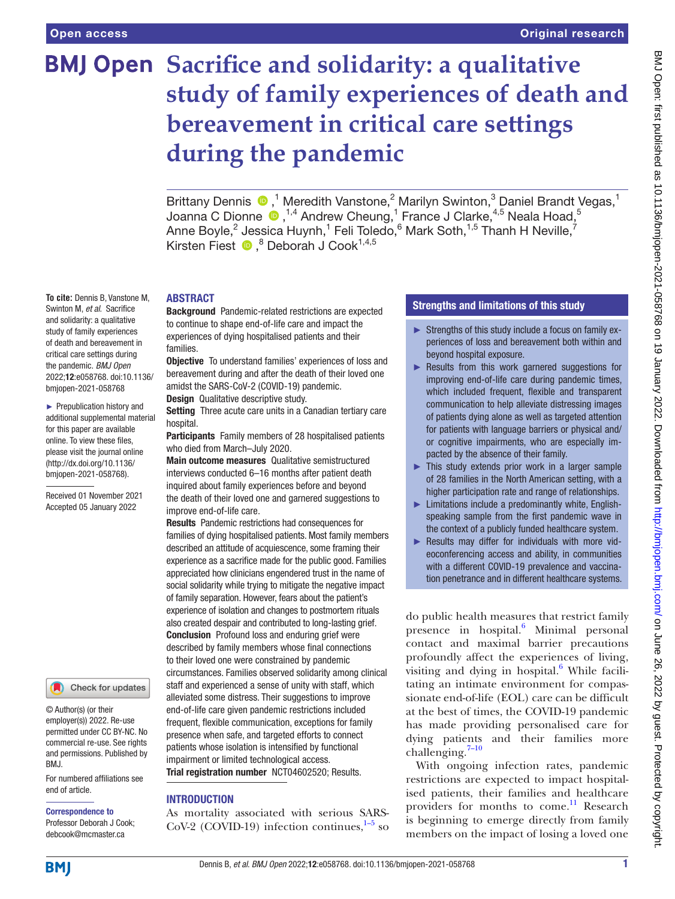# Sacrifice and solidarity: a qualitative study of family experiences of death and bereavement in critical care settings during the pandemic

Brittany Dennis,[1] Meredith Vanstone,[2] Marilyn Swinton,[3] Daniel Brandt Vegas,[1] Joanna C Dionne,[1,4] Andrew Cheung,[1] France J Clarke,[4,5] Neala Hoad,[5] Anne Boyle,[2] Jessica Huynh,[1] Feli Toledo,[6] Mark Soth,[1,5] Thanh H Neville,[7] Kirsten Fiest,[8] Deborah J Cook[1,4,5]

**To cite:** Dennis B, Vanstone M, Swinton M, *et al*. Sacrifice and solidarity: a qualitative study of family experiences of death and bereavement in critical care settings during the pandemic. *BMJ Open* 2022;**12**:e058768. doi:10.1136/bmjopen-2021-058768

► Prepublication history and additional supplemental material for this paper are available online. To view these files, please visit the journal online (http://dx.doi.org/10.1136/bmjopen-2021-058768).

Received 01 November 2021
Accepted 05 January 2022

© Author(s) (or their employer(s)) 2022. Re-use permitted under CC BY-NC. No commercial re-use. See rights and permissions. Published by BMJ.

For numbered affiliations see end of article.

**Correspondence to**
Professor Deborah J Cook; debcook@mcmaster.ca

## ABSTRACT

**Background** Pandemic-related restrictions are expected to continue to shape end-of-life care and impact the experiences of dying hospitalised patients and their families.

**Objective** To understand families' experiences of loss and bereavement during and after the death of their loved one amidst the SARS-CoV-2 (COVID-19) pandemic.

**Design** Qualitative descriptive study.

**Setting** Three acute care units in a Canadian tertiary care hospital.

**Participants** Family members of 28 hospitalised patients who died from March–July 2020.

**Main outcome measures** Qualitative semistructured interviews conducted 6–16 months after patient death inquired about family experiences before and beyond the death of their loved one and garnered suggestions to improve end-of-life care.

**Results** Pandemic restrictions had consequences for families of dying hospitalised patients. Most family members described an attitude of acquiescence, some framing their experience as a sacrifice made for the public good. Families appreciated how clinicians engendered trust in the name of social solidarity while trying to mitigate the negative impact of family separation. However, fears about the patient's experience of isolation and changes to postmortem rituals also created despair and contributed to long-lasting grief.

**Conclusion** Profound loss and enduring grief were described by family members whose final connections to their loved one were constrained by pandemic circumstances. Families observed solidarity among clinical staff and experienced a sense of unity with staff, which alleviated some distress. Their suggestions to improve end-of-life care given pandemic restrictions included frequent, flexible communication, exceptions for family presence when safe, and targeted efforts to connect patients whose isolation is intensified by functional impairment or limited technological access.

**Trial registration number** NCT04602520; Results.

## Strengths and limitations of this study

- ► Strengths of this study include a focus on family experiences of loss and bereavement both within and beyond hospital exposure.
- ► Results from this work garnered suggestions for improving end-of-life care during pandemic times, which included frequent, flexible and transparent communication to help alleviate distressing images of patients dying alone as well as targeted attention for patients with language barriers or physical and/or cognitive impairments, who are especially impacted by the absence of their family.
- ► This study extends prior work in a larger sample of 28 families in the North American setting, with a higher participation rate and range of relationships.
- ► Limitations include a predominantly white, English-speaking sample from the first pandemic wave in the context of a publicly funded healthcare system.
- ► Results may differ for individuals with more videoconferencing access and ability, in communities with a different COVID-19 prevalence and vaccination penetrance and in different healthcare systems.

## INTRODUCTION

As mortality associated with serious SARS-CoV-2 (COVID-19) infection continues,[1–5] so do public health measures that restrict family presence in hospital.[6] Minimal personal contact and maximal barrier precautions profoundly affect the experiences of living, visiting and dying in hospital.[6] While facilitating an intimate environment for compassionate end-of-life (EOL) care can be difficult at the best of times, the COVID-19 pandemic has made providing personalised care for dying patients and their families more challenging.[7–10]

With ongoing infection rates, pandemic restrictions are expected to impact hospitalised patients, their families and healthcare providers for months to come.[11] Research is beginning to emerge directly from family members on the impact of losing a loved one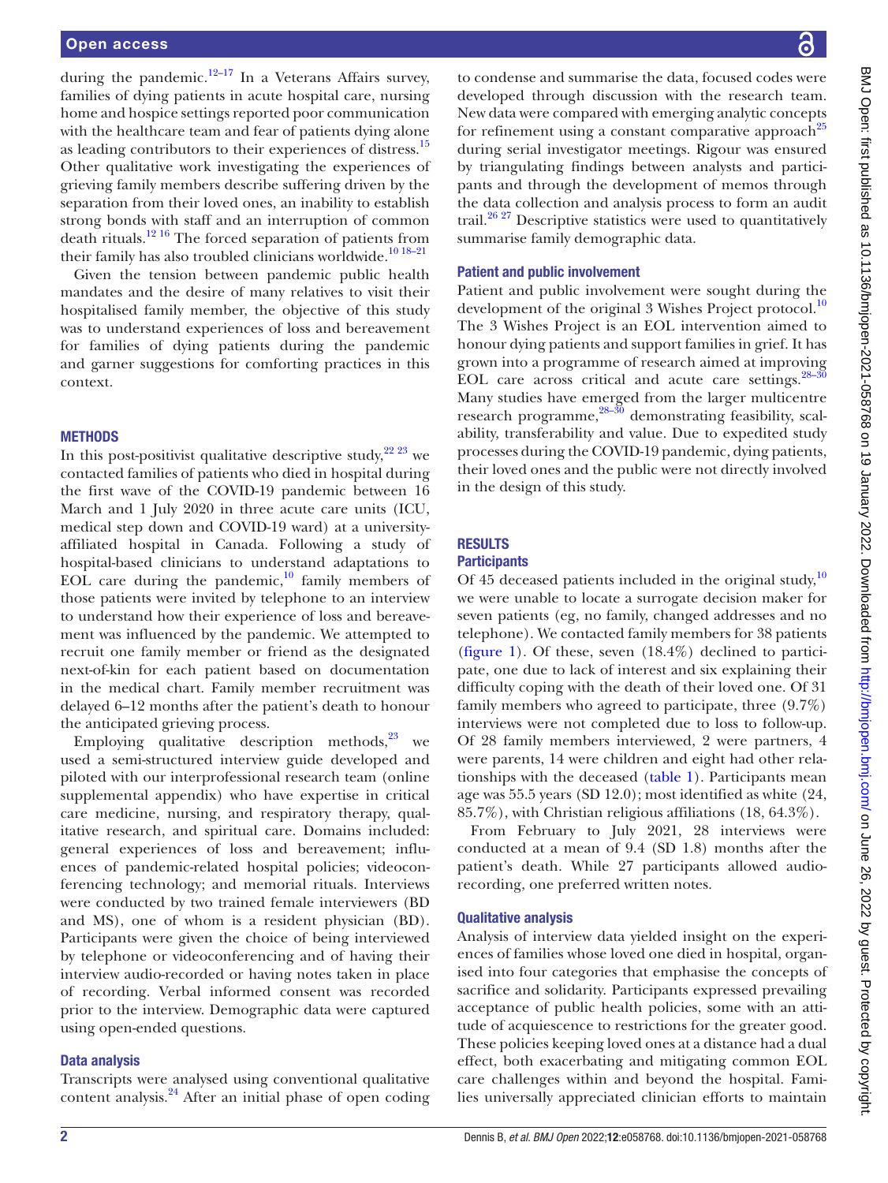during the pandemic.[12–17] In a Veterans Affairs survey, families of dying patients in acute hospital care, nursing home and hospice settings reported poor communication with the healthcare team and fear of patients dying alone as leading contributors to their experiences of distress.[15] Other qualitative work investigating the experiences of grieving family members describe suffering driven by the separation from their loved ones, an inability to establish strong bonds with staff and an interruption of common death rituals.[12 16] The forced separation of patients from their family has also troubled clinicians worldwide.[10 18–21]

Given the tension between pandemic public health mandates and the desire of many relatives to visit their hospitalised family member, the objective of this study was to understand experiences of loss and bereavement for families of dying patients during the pandemic and garner suggestions for comforting practices in this context.

## METHODS

In this post-positivist qualitative descriptive study,[22 23] we contacted families of patients who died in hospital during the first wave of the COVID-19 pandemic between 16 March and 1 July 2020 in three acute care units (ICU, medical step down and COVID-19 ward) at a university-affiliated hospital in Canada. Following a study of hospital-based clinicians to understand adaptations to EOL care during the pandemic,[10] family members of those patients were invited by telephone to an interview to understand how their experience of loss and bereavement was influenced by the pandemic. We attempted to recruit one family member or friend as the designated next-of-kin for each patient based on documentation in the medical chart. Family member recruitment was delayed 6–12 months after the patient's death to honour the anticipated grieving process.

Employing qualitative description methods,[23] we used a semi-structured interview guide developed and piloted with our interprofessional research team (online supplemental appendix) who have expertise in critical care medicine, nursing, and respiratory therapy, qualitative research, and spiritual care. Domains included: general experiences of loss and bereavement; influences of pandemic-related hospital policies; videoconferencing technology; and memorial rituals. Interviews were conducted by two trained female interviewers (BD and MS), one of whom is a resident physician (BD). Participants were given the choice of being interviewed by telephone or videoconferencing and of having their interview audio-recorded or having notes taken in place of recording. Verbal informed consent was recorded prior to the interview. Demographic data were captured using open-ended questions.

### Data analysis

Transcripts were analysed using conventional qualitative content analysis.[24] After an initial phase of open coding to condense and summarise the data, focused codes were developed through discussion with the research team. New data were compared with emerging analytic concepts for refinement using a constant comparative approach[25] during serial investigator meetings. Rigour was ensured by triangulating findings between analysts and participants and through the development of memos through the data collection and analysis process to form an audit trail.[26 27] Descriptive statistics were used to quantitatively summarise family demographic data.

### Patient and public involvement

Patient and public involvement were sought during the development of the original 3 Wishes Project protocol.[10] The 3 Wishes Project is an EOL intervention aimed to honour dying patients and support families in grief. It has grown into a programme of research aimed at improving EOL care across critical and acute care settings.[28–30] Many studies have emerged from the larger multicentre research programme,[28–30] demonstrating feasibility, scalability, transferability and value. Due to expedited study processes during the COVID-19 pandemic, dying patients, their loved ones and the public were not directly involved in the design of this study.

## RESULTS

### Participants

Of 45 deceased patients included in the original study,[10] we were unable to locate a surrogate decision maker for seven patients (eg, no family, changed addresses and no telephone). We contacted family members for 38 patients (figure 1). Of these, seven (18.4%) declined to participate, one due to lack of interest and six explaining their difficulty coping with the death of their loved one. Of 31 family members who agreed to participate, three (9.7%) interviews were not completed due to loss to follow-up. Of 28 family members interviewed, 2 were partners, 4 were parents, 14 were children and eight had other relationships with the deceased (table 1). Participants mean age was 55.5 years (SD 12.0); most identified as white (24, 85.7%), with Christian religious affiliations (18, 64.3%).

From February to July 2021, 28 interviews were conducted at a mean of 9.4 (SD 1.8) months after the patient's death. While 27 participants allowed audio-recording, one preferred written notes.

### Qualitative analysis

Analysis of interview data yielded insight on the experiences of families whose loved one died in hospital, organised into four categories that emphasise the concepts of sacrifice and solidarity. Participants expressed prevailing acceptance of public health policies, some with an attitude of acquiescence to restrictions for the greater good. These policies keeping loved ones at a distance had a dual effect, both exacerbating and mitigating common EOL care challenges within and beyond the hospital. Families universally appreciated clinician efforts to maintain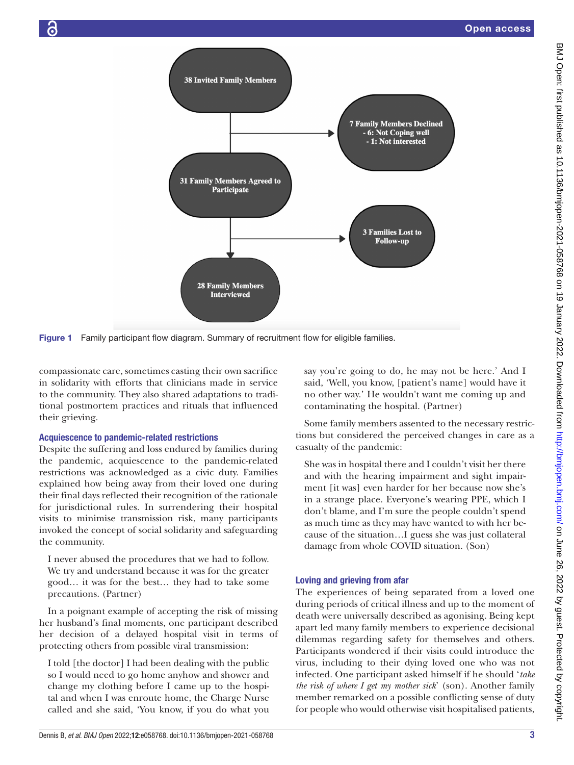38 Invited Family Members

7 Family Members Declined
- 6: Not Coping well
- 1: Not interested

31 Family Members Agreed to Participate

3 Families Lost to Follow-up

28 Family Members Interviewed

**Figure 1** Family participant flow diagram. Summary of recruitment flow for eligible families.

compassionate care, sometimes casting their own sacrifice in solidarity with efforts that clinicians made in service to the community. They also shared adaptations to traditional postmortem practices and rituals that influenced their grieving.

### Acquiescence to pandemic-related restrictions

Despite the suffering and loss endured by families during the pandemic, acquiescence to the pandemic-related restrictions was acknowledged as a civic duty. Families explained how being away from their loved one during their final days reflected their recognition of the rationale for jurisdictional rules. In surrendering their hospital visits to minimise transmission risk, many participants invoked the concept of social solidarity and safeguarding the community.

> I never abused the procedures that we had to follow. We try and understand because it was for the greater good… it was for the best… they had to take some precautions. (Partner)

In a poignant example of accepting the risk of missing her husband's final moments, one participant described her decision of a delayed hospital visit in terms of protecting others from possible viral transmission:

> I told [the doctor] I had been dealing with the public so I would need to go home anyhow and shower and change my clothing before I came up to the hospital and when I was enroute home, the Charge Nurse called and she said, 'You know, if you do what you say you're going to do, he may not be here.' And I said, 'Well, you know, [patient's name] would have it no other way.' He wouldn't want me coming up and contaminating the hospital. (Partner)

Some family members assented to the necessary restrictions but considered the perceived changes in care as a casualty of the pandemic:

> She was in hospital there and I couldn't visit her there and with the hearing impairment and sight impairment [it was] even harder for her because now she's in a strange place. Everyone's wearing PPE, which I don't blame, and I'm sure the people couldn't spend as much time as they may have wanted to with her because of the situation…I guess she was just collateral damage from whole COVID situation. (Son)

### Loving and grieving from afar

The experiences of being separated from a loved one during periods of critical illness and up to the moment of death were universally described as agonising. Being kept apart led many family members to experience decisional dilemmas regarding safety for themselves and others. Participants wondered if their visits could introduce the virus, including to their dying loved one who was not infected. One participant asked himself if he should '*take the risk of where I get my mother sick*' (son). Another family member remarked on a possible conflicting sense of duty for people who would otherwise visit hospitalised patients,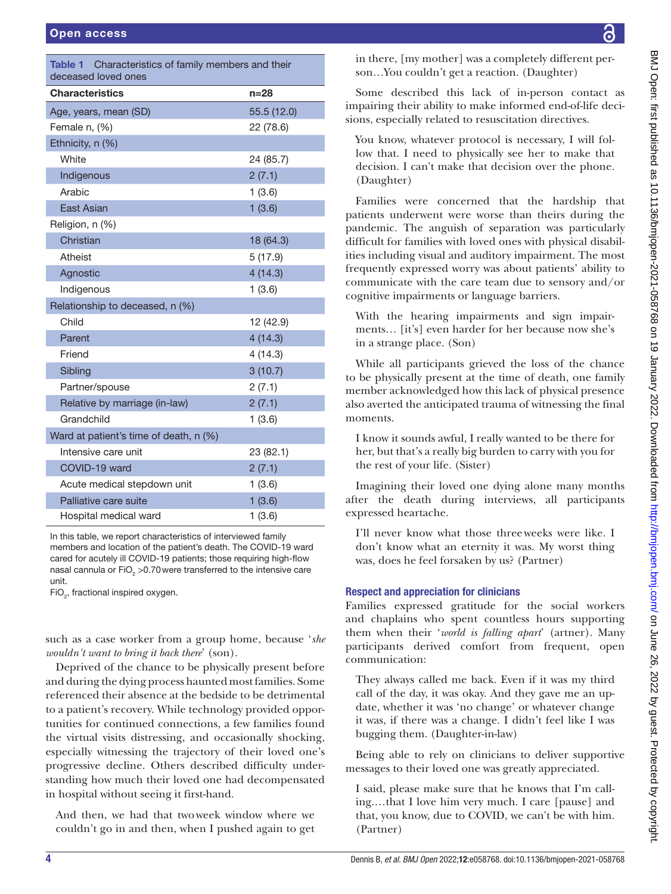**Table 1** Characteristics of family members and their deceased loved ones

| Characteristics | n=28 |
|---|---|
| Age, years, mean (SD) | 55.5 (12.0) |
| Female n, (%) | 22 (78.6) |
| Ethnicity, n (%) | |
| White | 24 (85.7) |
| Indigenous | 2 (7.1) |
| Arabic | 1 (3.6) |
| East Asian | 1 (3.6) |
| Religion, n (%) | |
| Christian | 18 (64.3) |
| Atheist | 5 (17.9) |
| Agnostic | 4 (14.3) |
| Indigenous | 1 (3.6) |
| Relationship to deceased, n (%) | |
| Child | 12 (42.9) |
| Parent | 4 (14.3) |
| Friend | 4 (14.3) |
| Sibling | 3 (10.7) |
| Partner/spouse | 2 (7.1) |
| Relative by marriage (in-law) | 2 (7.1) |
| Grandchild | 1 (3.6) |
| Ward at patient's time of death, n (%) | |
| Intensive care unit | 23 (82.1) |
| COVID-19 ward | 2 (7.1) |
| Acute medical stepdown unit | 1 (3.6) |
| Palliative care suite | 1 (3.6) |
| Hospital medical ward | 1 (3.6) |

In this table, we report characteristics of interviewed family members and location of the patient's death. The COVID-19 ward cared for acutely ill COVID-19 patients; those requiring high-flow nasal cannula or $FiO_2$ >0.70 were transferred to the intensive care unit.
$FiO_2$, fractional inspired oxygen.

such as a case worker from a group home, because '*she wouldn't want to bring it back there*' (son).

Deprived of the chance to be physically present before and during the dying process haunted most families. Some referenced their absence at the bedside to be detrimental to a patient's recovery. While technology provided opportunities for continued connections, a few families found the virtual visits distressing, and occasionally shocking, especially witnessing the trajectory of their loved one's progressive decline. Others described difficulty understanding how much their loved one had decompensated in hospital without seeing it first-hand.

> And then, we had that two week window where we couldn't go in and then, when I pushed again to get in there, [my mother] was a completely different person…You couldn't get a reaction. (Daughter)

Some described this lack of in-person contact as impairing their ability to make informed end-of-life decisions, especially related to resuscitation directives.

> You know, whatever protocol is necessary, I will follow that. I need to physically see her to make that decision. I can't make that decision over the phone. (Daughter)

Families were concerned that the hardship that patients underwent were worse than theirs during the pandemic. The anguish of separation was particularly difficult for families with loved ones with physical disabilities including visual and auditory impairment. The most frequently expressed worry was about patients' ability to communicate with the care team due to sensory and/or cognitive impairments or language barriers.

> With the hearing impairments and sign impairments… [it's] even harder for her because now she's in a strange place. (Son)

While all participants grieved the loss of the chance to be physically present at the time of death, one family member acknowledged how this lack of physical presence also averted the anticipated trauma of witnessing the final moments.

> I know it sounds awful, I really wanted to be there for her, but that's a really big burden to carry with you for the rest of your life. (Sister)

Imagining their loved one dying alone many months after the death during interviews, all participants expressed heartache.

> I'll never know what those three weeks were like. I don't know what an eternity it was. My worst thing was, does he feel forsaken by us? (Partner)

### Respect and appreciation for clinicians

Families expressed gratitude for the social workers and chaplains who spent countless hours supporting them when their '*world is falling apart*' (artner). Many participants derived comfort from frequent, open communication:

> They always called me back. Even if it was my third call of the day, it was okay. And they gave me an update, whether it was 'no change' or whatever change it was, if there was a change. I didn't feel like I was bugging them. (Daughter-in-law)

Being able to rely on clinicians to deliver supportive messages to their loved one was greatly appreciated.

> I said, please make sure that he knows that I'm calling.…that I love him very much. I care [pause] and that, you know, due to COVID, we can't be with him. (Partner)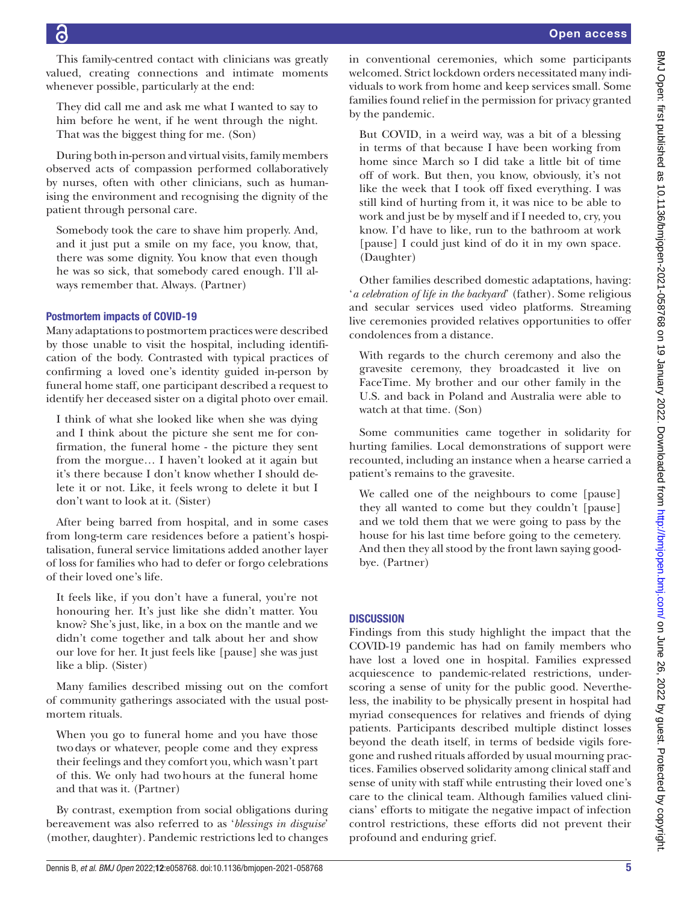This family-centred contact with clinicians was greatly valued, creating connections and intimate moments whenever possible, particularly at the end:

> They did call me and ask me what I wanted to say to him before he went, if he went through the night. That was the biggest thing for me. (Son)

During both in-person and virtual visits, family members observed acts of compassion performed collaboratively by nurses, often with other clinicians, such as humanising the environment and recognising the dignity of the patient through personal care.

> Somebody took the care to shave him properly. And, and it just put a smile on my face, you know, that, there was some dignity. You know that even though he was so sick, that somebody cared enough. I'll always remember that. Always. (Partner)

### Postmortem impacts of COVID-19

Many adaptations to postmortem practices were described by those unable to visit the hospital, including identification of the body. Contrasted with typical practices of confirming a loved one's identity guided in-person by funeral home staff, one participant described a request to identify her deceased sister on a digital photo over email.

> I think of what she looked like when she was dying and I think about the picture she sent me for confirmation, the funeral home - the picture they sent from the morgue… I haven't looked at it again but it's there because I don't know whether I should delete it or not. Like, it feels wrong to delete it but I don't want to look at it. (Sister)

After being barred from hospital, and in some cases from long-term care residences before a patient's hospitalisation, funeral service limitations added another layer of loss for families who had to defer or forgo celebrations of their loved one's life.

> It feels like, if you don't have a funeral, you're not honouring her. It's just like she didn't matter. You know? She's just, like, in a box on the mantle and we didn't come together and talk about her and show our love for her. It just feels like [pause] she was just like a blip. (Sister)

Many families described missing out on the comfort of community gatherings associated with the usual postmortem rituals.

> When you go to funeral home and you have those two days or whatever, people come and they express their feelings and they comfort you, which wasn't part of this. We only had two hours at the funeral home and that was it. (Partner)

By contrast, exemption from social obligations during bereavement was also referred to as '*blessings in disguise*' (mother, daughter). Pandemic restrictions led to changes in conventional ceremonies, which some participants welcomed. Strict lockdown orders necessitated many individuals to work from home and keep services small. Some families found relief in the permission for privacy granted by the pandemic.

> But COVID, in a weird way, was a bit of a blessing in terms of that because I have been working from home since March so I did take a little bit of time off of work. But then, you know, obviously, it's not like the week that I took off fixed everything. I was still kind of hurting from it, it was nice to be able to work and just be by myself and if I needed to, cry, you know. I'd have to like, run to the bathroom at work [pause] I could just kind of do it in my own space. (Daughter)

Other families described domestic adaptations, having: '*a celebration of life in the backyard*' (father). Some religious and secular services used video platforms. Streaming live ceremonies provided relatives opportunities to offer condolences from a distance.

> With regards to the church ceremony and also the gravesite ceremony, they broadcasted it live on FaceTime. My brother and our other family in the U.S. and back in Poland and Australia were able to watch at that time. (Son)

Some communities came together in solidarity for hurting families. Local demonstrations of support were recounted, including an instance when a hearse carried a patient's remains to the gravesite.

> We called one of the neighbours to come [pause] they all wanted to come but they couldn't [pause] and we told them that we were going to pass by the house for his last time before going to the cemetery. And then they all stood by the front lawn saying goodbye. (Partner)

## DISCUSSION

Findings from this study highlight the impact that the COVID-19 pandemic has had on family members who have lost a loved one in hospital. Families expressed acquiescence to pandemic-related restrictions, underscoring a sense of unity for the public good. Nevertheless, the inability to be physically present in hospital had myriad consequences for relatives and friends of dying patients. Participants described multiple distinct losses beyond the death itself, in terms of bedside vigils foregone and rushed rituals afforded by usual mourning practices. Families observed solidarity among clinical staff and sense of unity with staff while entrusting their loved one's care to the clinical team. Although families valued clinicians' efforts to mitigate the negative impact of infection control restrictions, these efforts did not prevent their profound and enduring grief.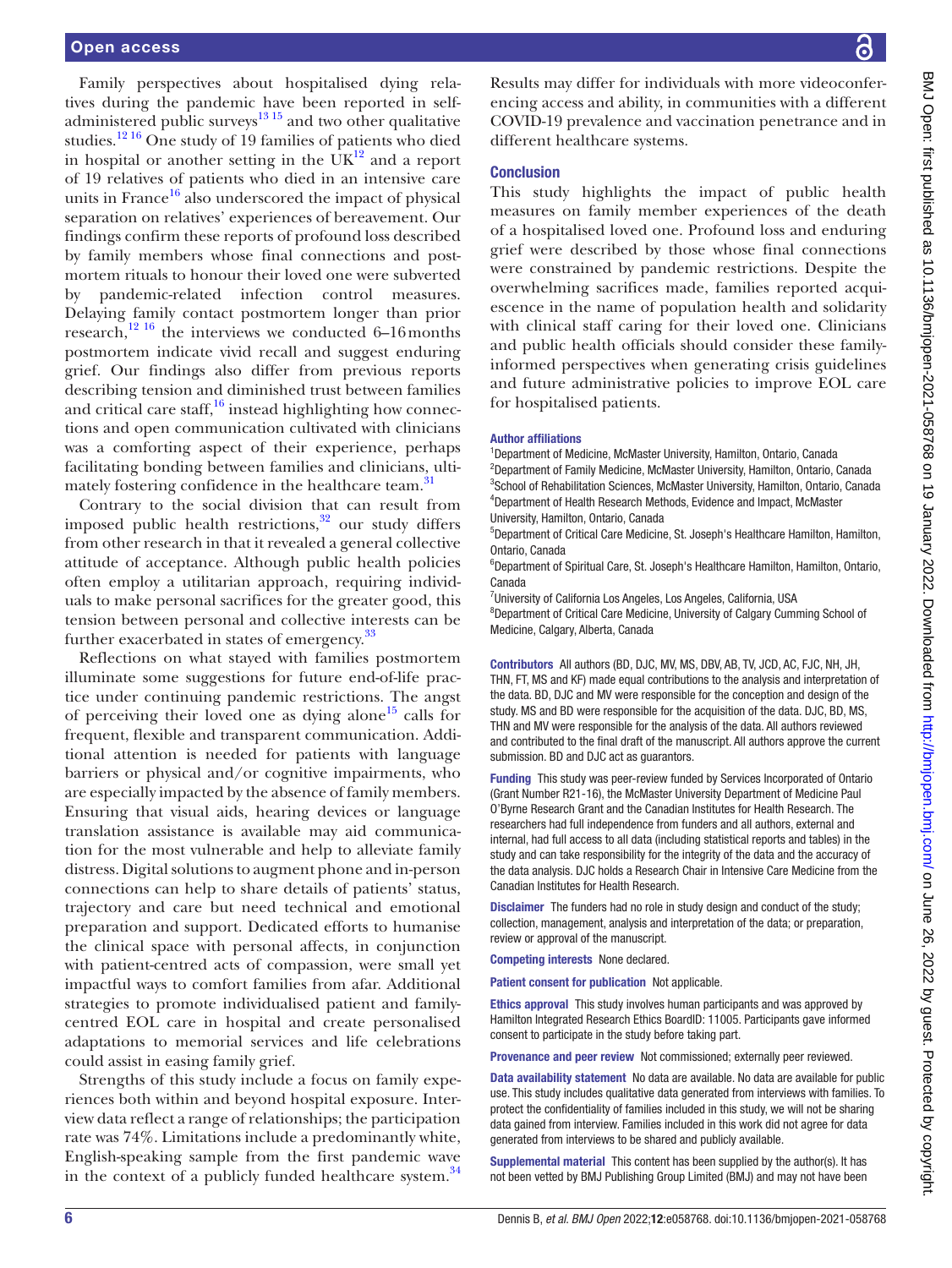Family perspectives about hospitalised dying relatives during the pandemic have been reported in self-administered public surveys[13 15] and two other qualitative studies.[12 16] One study of 19 families of patients who died in hospital or another setting in the UK[12] and a report of 19 relatives of patients who died in an intensive care units in France[16] also underscored the impact of physical separation on relatives' experiences of bereavement. Our findings confirm these reports of profound loss described by family members whose final connections and postmortem rituals to honour their loved one were subverted by pandemic-related infection control measures. Delaying family contact postmortem longer than prior research,[12 16] the interviews we conducted 6–16 months postmortem indicate vivid recall and suggest enduring grief. Our findings also differ from previous reports describing tension and diminished trust between families and critical care staff,[16] instead highlighting how connections and open communication cultivated with clinicians was a comforting aspect of their experience, perhaps facilitating bonding between families and clinicians, ultimately fostering confidence in the healthcare team.[31]

Contrary to the social division that can result from imposed public health restrictions,[32] our study differs from other research in that it revealed a general collective attitude of acceptance. Although public health policies often employ a utilitarian approach, requiring individuals to make personal sacrifices for the greater good, this tension between personal and collective interests can be further exacerbated in states of emergency.[33]

Reflections on what stayed with families postmortem illuminate some suggestions for future end-of-life practice under continuing pandemic restrictions. The angst of perceiving their loved one as dying alone[15] calls for frequent, flexible and transparent communication. Additional attention is needed for patients with language barriers or physical and/or cognitive impairments, who are especially impacted by the absence of family members. Ensuring that visual aids, hearing devices or language translation assistance is available may aid communication for the most vulnerable and help to alleviate family distress. Digital solutions to augment phone and in-person connections can help to share details of patients' status, trajectory and care but need technical and emotional preparation and support. Dedicated efforts to humanise the clinical space with personal affects, in conjunction with patient-centred acts of compassion, were small yet impactful ways to comfort families from afar. Additional strategies to promote individualised patient and family-centred EOL care in hospital and create personalised adaptations to memorial services and life celebrations could assist in easing family grief.

Strengths of this study include a focus on family experiences both within and beyond hospital exposure. Interview data reflect a range of relationships; the participation rate was 74%. Limitations include a predominantly white, English-speaking sample from the first pandemic wave in the context of a publicly funded healthcare system.[34] Results may differ for individuals with more videoconferencing access and ability, in communities with a different COVID-19 prevalence and vaccination penetrance and in different healthcare systems.

## Conclusion

This study highlights the impact of public health measures on family member experiences of the death of a hospitalised loved one. Profound loss and enduring grief were described by those whose final connections were constrained by pandemic restrictions. Despite the overwhelming sacrifices made, families reported acquiescence in the name of population health and solidarity with clinical staff caring for their loved one. Clinicians and public health officials should consider these family-informed perspectives when generating crisis guidelines and future administrative policies to improve EOL care for hospitalised patients.

**Author affiliations**

[1]Department of Medicine, McMaster University, Hamilton, Ontario, Canada
[2]Department of Family Medicine, McMaster University, Hamilton, Ontario, Canada
[3]School of Rehabilitation Sciences, McMaster University, Hamilton, Ontario, Canada
[4]Department of Health Research Methods, Evidence and Impact, McMaster University, Hamilton, Ontario, Canada
[5]Department of Critical Care Medicine, St. Joseph's Healthcare Hamilton, Hamilton, Ontario, Canada
[6]Department of Spiritual Care, St. Joseph's Healthcare Hamilton, Hamilton, Ontario, Canada
[7]University of California Los Angeles, Los Angeles, California, USA
[8]Department of Critical Care Medicine, University of Calgary Cumming School of Medicine, Calgary, Alberta, Canada

**Contributors** All authors (BD, DJC, MV, MS, DBV, AB, TV, JCD, AC, FJC, NH, JH, THN, FT, MS and KF) made equal contributions to the analysis and interpretation of the data. BD, DJC and MV were responsible for the conception and design of the study. MS and BD were responsible for the acquisition of the data. DJC, BD, MS, THN and MV were responsible for the analysis of the data. All authors reviewed and contributed to the final draft of the manuscript. All authors approve the current submission. BD and DJC act as guarantors.

**Funding** This study was peer-review funded by Services Incorporated of Ontario (Grant Number R21-16), the McMaster University Department of Medicine Paul O'Byrne Research Grant and the Canadian Institutes for Health Research. The researchers had full independence from funders and all authors, external and internal, had full access to all data (including statistical reports and tables) in the study and can take responsibility for the integrity of the data and the accuracy of the data analysis. DJC holds a Research Chair in Intensive Care Medicine from the Canadian Institutes for Health Research.

**Disclaimer** The funders had no role in study design and conduct of the study; collection, management, analysis and interpretation of the data; or preparation, review or approval of the manuscript.

**Competing interests** None declared.

**Patient consent for publication** Not applicable.

**Ethics approval** This study involves human participants and was approved by Hamilton Integrated Research Ethics BoardID: 11005. Participants gave informed consent to participate in the study before taking part.

**Provenance and peer review** Not commissioned; externally peer reviewed.

**Data availability statement** No data are available. No data are available for public use. This study includes qualitative data generated from interviews with families. To protect the confidentiality of families included in this study, we will not be sharing data gained from interview. Families included in this work did not agree for data generated from interviews to be shared and publicly available.

**Supplemental material** This content has been supplied by the author(s). It has not been vetted by BMJ Publishing Group Limited (BMJ) and may not have been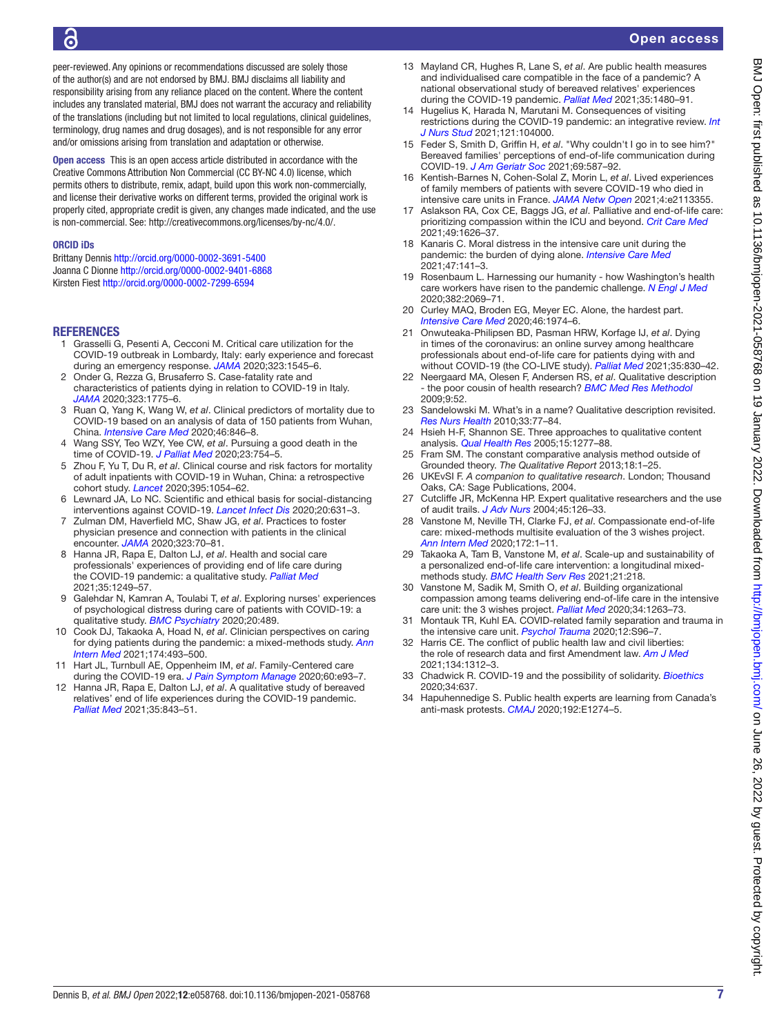peer-reviewed. Any opinions or recommendations discussed are solely those of the author(s) and are not endorsed by BMJ. BMJ disclaims all liability and responsibility arising from any reliance placed on the content. Where the content includes any translated material, BMJ does not warrant the accuracy and reliability of the translations (including but not limited to local regulations, clinical guidelines, terminology, drug names and drug dosages), and is not responsible for any error and/or omissions arising from translation and adaptation or otherwise.

**Open access** This is an open access article distributed in accordance with the Creative Commons Attribution Non Commercial (CC BY-NC 4.0) license, which permits others to distribute, remix, adapt, build upon this work non-commercially, and license their derivative works on different terms, provided the original work is properly cited, appropriate credit is given, any changes made indicated, and the use is non-commercial. See: http://creativecommons.org/licenses/by-nc/4.0/.

**ORCID iDs**

Brittany Dennis http://orcid.org/0000-0002-3691-5400
Joanna C Dionne http://orcid.org/0000-0002-9401-6868
Kirsten Fiest http://orcid.org/0000-0002-7299-6594

## REFERENCES

1. Grasselli G, Pesenti A, Cecconi M. Critical care utilization for the COVID-19 outbreak in Lombardy, Italy: early experience and forecast during an emergency response. *JAMA* 2020;323:1545–6.
2. Onder G, Rezza G, Brusaferro S. Case-fatality rate and characteristics of patients dying in relation to COVID-19 in Italy. *JAMA* 2020;323:1775–6.
3. Ruan Q, Yang K, Wang W, *et al*. Clinical predictors of mortality due to COVID-19 based on an analysis of data of 150 patients from Wuhan, China. *Intensive Care Med* 2020;46:846–8.
4. Wang SSY, Teo WZY, Yee CW, *et al*. Pursuing a good death in the time of COVID-19. *J Palliat Med* 2020;23:754–5.
5. Zhou F, Yu T, Du R, *et al*. Clinical course and risk factors for mortality of adult inpatients with COVID-19 in Wuhan, China: a retrospective cohort study. *Lancet* 2020;395:1054–62.
6. Lewnard JA, Lo NC. Scientific and ethical basis for social-distancing interventions against COVID-19. *Lancet Infect Dis* 2020;20:631–3.
7. Zulman DM, Haverfield MC, Shaw JG, *et al*. Practices to foster physician presence and connection with patients in the clinical encounter. *JAMA* 2020;323:70–81.
8. Hanna JR, Rapa E, Dalton LJ, *et al*. Health and social care professionals' experiences of providing end of life care during the COVID-19 pandemic: a qualitative study. *Palliat Med* 2021;35:1249–57.
9. Galehdar N, Kamran A, Toulabi T, *et al*. Exploring nurses' experiences of psychological distress during care of patients with COVID-19: a qualitative study. *BMC Psychiatry* 2020;20:489.
10. Cook DJ, Takaoka A, Hoad N, *et al*. Clinician perspectives on caring for dying patients during the pandemic: a mixed-methods study. *Ann Intern Med* 2021;174:493–500.
11. Hart JL, Turnbull AE, Oppenheim IM, *et al*. Family-Centered care during the COVID-19 era. *J Pain Symptom Manage* 2020;60:e93–7.
12. Hanna JR, Rapa E, Dalton LJ, *et al*. A qualitative study of bereaved relatives' end of life experiences during the COVID-19 pandemic. *Palliat Med* 2021;35:843–51.
13. Mayland CR, Hughes R, Lane S, *et al*. Are public health measures and individualised care compatible in the face of a pandemic? A national observational study of bereaved relatives' experiences during the COVID-19 pandemic. *Palliat Med* 2021;35:1480–91.
14. Hugelius K, Harada N, Marutani M. Consequences of visiting restrictions during the COVID-19 pandemic: an integrative review. *Int J Nurs Stud* 2021;121:104000.
15. Feder S, Smith D, Griffin H, *et al*. "Why couldn't I go in to see him?" Bereaved families' perceptions of end-of-life communication during COVID-19. *J Am Geriatr Soc* 2021;69:587–92.
16. Kentish-Barnes N, Cohen-Solal Z, Morin L, *et al*. Lived experiences of family members of patients with severe COVID-19 who died in intensive care units in France. *JAMA Netw Open* 2021;4:e2113355.
17. Aslakson RA, Cox CE, Baggs JG, *et al*. Palliative and end-of-life care: prioritizing compassion within the ICU and beyond. *Crit Care Med* 2021;49:1626–37.
18. Kanaris C. Moral distress in the intensive care unit during the pandemic: the burden of dying alone. *Intensive Care Med* 2021;47:141–3.
19. Rosenbaum L. Harnessing our humanity - how Washington's health care workers have risen to the pandemic challenge. *N Engl J Med* 2020;382:2069–71.
20. Curley MAQ, Broden EG, Meyer EC. Alone, the hardest part. *Intensive Care Med* 2020;46:1974–6.
21. Onwuteaka-Philipsen BD, Pasman HRW, Korfage IJ, *et al*. Dying in times of the coronavirus: an online survey among healthcare professionals about end-of-life care for patients dying with and without COVID-19 (the CO-LIVE study). *Palliat Med* 2021;35:830–42.
22. Neergaard MA, Olesen F, Andersen RS, *et al*. Qualitative description - the poor cousin of health research? *BMC Med Res Methodol* 2009;9:52.
23. Sandelowski M. What's in a name? Qualitative description revisited. *Res Nurs Health* 2010;33:77–84.
24. Hsieh H-F, Shannon SE. Three approaches to qualitative content analysis. *Qual Health Res* 2005;15:1277–88.
25. Fram SM. The constant comparative analysis method outside of Grounded theory. *The Qualitative Report* 2013;18:1–25.
26. UKEvSI F. *A companion to qualitative research*. London; Thousand Oaks, CA: Sage Publications, 2004.
27. Cutcliffe JR, McKenna HP. Expert qualitative researchers and the use of audit trails. *J Adv Nurs* 2004;45:126–33.
28. Vanstone M, Neville TH, Clarke FJ, *et al*. Compassionate end-of-life care: mixed-methods multisite evaluation of the 3 wishes project. *Ann Intern Med* 2020;172:1–11.
29. Takaoka A, Tam B, Vanstone M, *et al*. Scale-up and sustainability of a personalized end-of-life care intervention: a longitudinal mixed-methods study. *BMC Health Serv Res* 2021;21:218.
30. Vanstone M, Sadik M, Smith O, *et al*. Building organizational compassion among teams delivering end-of-life care in the intensive care unit: the 3 wishes project. *Palliat Med* 2020;34:1263–73.
31. Montauk TR, Kuhl EA. COVID-related family separation and trauma in the intensive care unit. *Psychol Trauma* 2020;12:S96–7.
32. Harris CE. The conflict of public health law and civil liberties: the role of research data and first Amendment law. *Am J Med* 2021;134:1312–3.
33. Chadwick R. COVID-19 and the possibility of solidarity. *Bioethics* 2020;34:637.
34. Hapuhennedige S. Public health experts are learning from Canada's anti-mask protests. *CMAJ* 2020;192:E1274–5.